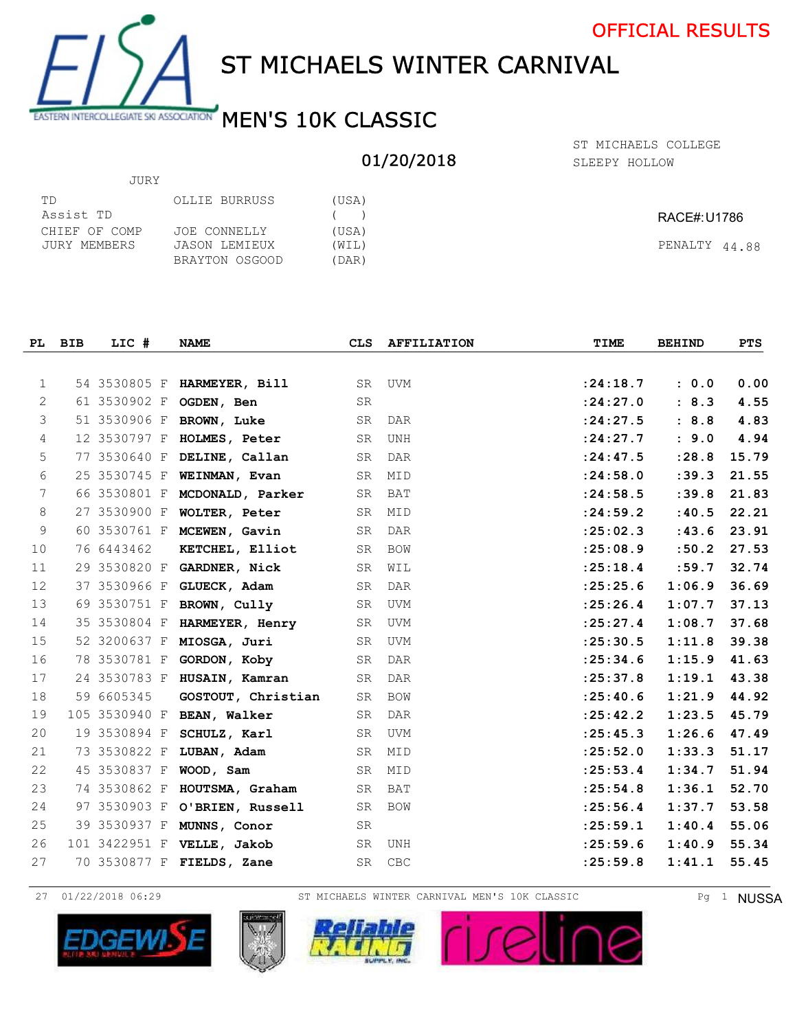OFFICIAL RESULTS

# ST MICHAELS WINTER CARNIVAL

## MEN'S 10K CLASSIC

01/20/2018

ST MICHAELS COLLEGE
SLEEPY HOLLOW

JURY

| | | |
|---|---|---|
| TD | OLLIE BURRUSS | (USA) |
| Assist TD | | ( ) |
| CHIEF OF COMP | JOE CONNELLY | (USA) |
| JURY MEMBERS | JASON LEMIEUX | (WIL) |
| | BRAYTON OSGOOD | (DAR) |

RACE#:U1786

PENALTY 44.88

| PL | BIB | LIC # | NAME | CLS | AFFILIATION | TIME | BEHIND | PTS |
|---|---|---|---|---|---|---|---|---|
| 1 | 54 | 3530805 F | **HARMEYER, Bill** | SR | UVM | :24:18.7 | : 0.0 | 0.00 |
| 2 | 61 | 3530902 F | **OGDEN, Ben** | SR | | :24:27.0 | : 8.3 | 4.55 |
| 3 | 51 | 3530906 F | **BROWN, Luke** | SR | DAR | :24:27.5 | : 8.8 | 4.83 |
| 4 | 12 | 3530797 F | **HOLMES, Peter** | SR | UNH | :24:27.7 | : 9.0 | 4.94 |
| 5 | 77 | 3530640 F | **DELINE, Callan** | SR | DAR | :24:47.5 | :28.8 | 15.79 |
| 6 | 25 | 3530745 F | **WEINMAN, Evan** | SR | MID | :24:58.0 | :39.3 | 21.55 |
| 7 | 66 | 3530801 F | **MCDONALD, Parker** | SR | BAT | :24:58.5 | :39.8 | 21.83 |
| 8 | 27 | 3530900 F | **WOLTER, Peter** | SR | MID | :24:59.2 | :40.5 | 22.21 |
| 9 | 60 | 3530761 F | **MCEWEN, Gavin** | SR | DAR | :25:02.3 | :43.6 | 23.91 |
| 10 | 76 | 6443462 | **KETCHEL, Elliot** | SR | BOW | :25:08.9 | :50.2 | 27.53 |
| 11 | 29 | 3530820 F | **GARDNER, Nick** | SR | WIL | :25:18.4 | :59.7 | 32.74 |
| 12 | 37 | 3530966 F | **GLUECK, Adam** | SR | DAR | :25:25.6 | 1:06.9 | 36.69 |
| 13 | 69 | 3530751 F | **BROWN, Cully** | SR | UVM | :25:26.4 | 1:07.7 | 37.13 |
| 14 | 35 | 3530804 F | **HARMEYER, Henry** | SR | UVM | :25:27.4 | 1:08.7 | 37.68 |
| 15 | 52 | 3200637 F | **MIOSGA, Juri** | SR | UVM | :25:30.5 | 1:11.8 | 39.38 |
| 16 | 78 | 3530781 F | **GORDON, Koby** | SR | DAR | :25:34.6 | 1:15.9 | 41.63 |
| 17 | 24 | 3530783 F | **HUSAIN, Kamran** | SR | DAR | :25:37.8 | 1:19.1 | 43.38 |
| 18 | 59 | 6605345 | **GOSTOUT, Christian** | SR | BOW | :25:40.6 | 1:21.9 | 44.92 |
| 19 | 105 | 3530940 F | **BEAN, Walker** | SR | DAR | :25:42.2 | 1:23.5 | 45.79 |
| 20 | 19 | 3530894 F | **SCHULZ, Karl** | SR | UVM | :25:45.3 | 1:26.6 | 47.49 |
| 21 | 73 | 3530822 F | **LUBAN, Adam** | SR | MID | :25:52.0 | 1:33.3 | 51.17 |
| 22 | 45 | 3530837 F | **WOOD, Sam** | SR | MID | :25:53.4 | 1:34.7 | 51.94 |
| 23 | 74 | 3530862 F | **HOUTSMA, Graham** | SR | BAT | :25:54.8 | 1:36.1 | 52.70 |
| 24 | 97 | 3530903 F | **O'BRIEN, Russell** | SR | BOW | :25:56.4 | 1:37.7 | 53.58 |
| 25 | 39 | 3530937 F | **MUNNS, Conor** | SR | | :25:59.1 | 1:40.4 | 55.06 |
| 26 | 101 | 3422951 F | **VELLE, Jakob** | SR | UNH | :25:59.6 | 1:40.9 | 55.34 |
| 27 | 70 | 3530877 F | **FIELDS, Zane** | SR | CBC | :25:59.8 | 1:41.1 | 55.45 |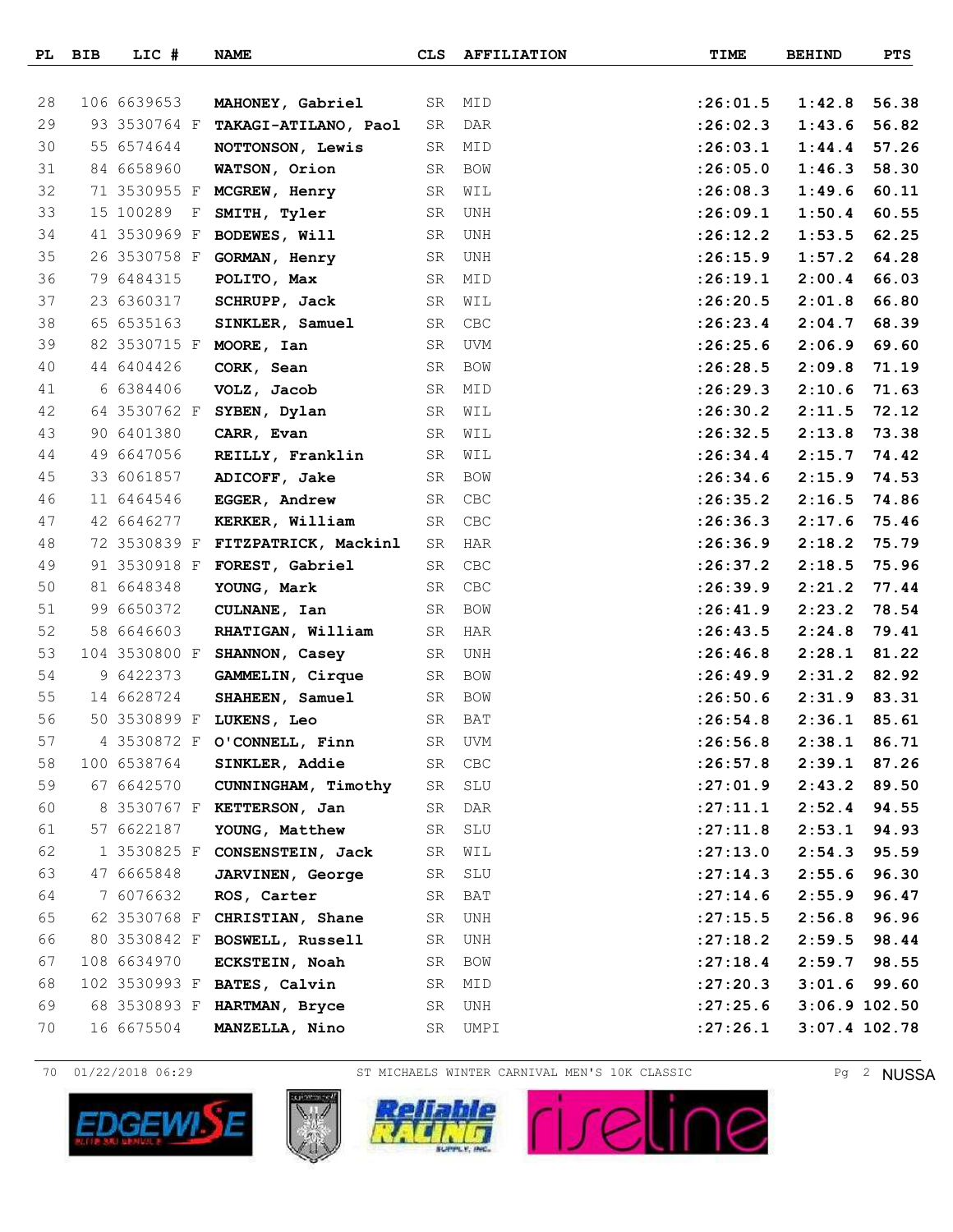| PL | BIB | LIC # | NAME | CLS | AFFILIATION | TIME | BEHIND | PTS |
|---|---|---|---|---|---|---|---|---|
| 28 | 106 | 6639653 | **MAHONEY, Gabriel** | SR | MID | **:26:01.5** | **1:42.8** | **56.38** |
| 29 | 93 | 3530764 F | **TAKAGI-ATILANO, Paol** | SR | DAR | **:26:02.3** | **1:43.6** | **56.82** |
| 30 | 55 | 6574644 | **NOTTONSON, Lewis** | SR | MID | **:26:03.1** | **1:44.4** | **57.26** |
| 31 | 84 | 6658960 | **WATSON, Orion** | SR | BOW | **:26:05.0** | **1:46.3** | **58.30** |
| 32 | 71 | 3530955 F | **MCGREW, Henry** | SR | WIL | **:26:08.3** | **1:49.6** | **60.11** |
| 33 | 15 | 100289 F | **SMITH, Tyler** | SR | UNH | **:26:09.1** | **1:50.4** | **60.55** |
| 34 | 41 | 3530969 F | **BODEWES, Will** | SR | UNH | **:26:12.2** | **1:53.5** | **62.25** |
| 35 | 26 | 3530758 F | **GORMAN, Henry** | SR | UNH | **:26:15.9** | **1:57.2** | **64.28** |
| 36 | 79 | 6484315 | **POLITO, Max** | SR | MID | **:26:19.1** | **2:00.4** | **66.03** |
| 37 | 23 | 6360317 | **SCHRUPP, Jack** | SR | WIL | **:26:20.5** | **2:01.8** | **66.80** |
| 38 | 65 | 6535163 | **SINKLER, Samuel** | SR | CBC | **:26:23.4** | **2:04.7** | **68.39** |
| 39 | 82 | 3530715 F | **MOORE, Ian** | SR | UVM | **:26:25.6** | **2:06.9** | **69.60** |
| 40 | 44 | 6404426 | **CORK, Sean** | SR | BOW | **:26:28.5** | **2:09.8** | **71.19** |
| 41 | 6 | 6384406 | **VOLZ, Jacob** | SR | MID | **:26:29.3** | **2:10.6** | **71.63** |
| 42 | 64 | 3530762 F | **SYBEN, Dylan** | SR | WIL | **:26:30.2** | **2:11.5** | **72.12** |
| 43 | 90 | 6401380 | **CARR, Evan** | SR | WIL | **:26:32.5** | **2:13.8** | **73.38** |
| 44 | 49 | 6647056 | **REILLY, Franklin** | SR | WIL | **:26:34.4** | **2:15.7** | **74.42** |
| 45 | 33 | 6061857 | **ADICOFF, Jake** | SR | BOW | **:26:34.6** | **2:15.9** | **74.53** |
| 46 | 11 | 6464546 | **EGGER, Andrew** | SR | CBC | **:26:35.2** | **2:16.5** | **74.86** |
| 47 | 42 | 6646277 | **KERKER, William** | SR | CBC | **:26:36.3** | **2:17.6** | **75.46** |
| 48 | 72 | 3530839 F | **FITZPATRICK, Mackinl** | SR | HAR | **:26:36.9** | **2:18.2** | **75.79** |
| 49 | 91 | 3530918 F | **FOREST, Gabriel** | SR | CBC | **:26:37.2** | **2:18.5** | **75.96** |
| 50 | 81 | 6648348 | **YOUNG, Mark** | SR | CBC | **:26:39.9** | **2:21.2** | **77.44** |
| 51 | 99 | 6650372 | **CULNANE, Ian** | SR | BOW | **:26:41.9** | **2:23.2** | **78.54** |
| 52 | 58 | 6646603 | **RHATIGAN, William** | SR | HAR | **:26:43.5** | **2:24.8** | **79.41** |
| 53 | 104 | 3530800 F | **SHANNON, Casey** | SR | UNH | **:26:46.8** | **2:28.1** | **81.22** |
| 54 | 9 | 6422373 | **GAMMELIN, Cirque** | SR | BOW | **:26:49.9** | **2:31.2** | **82.92** |
| 55 | 14 | 6628724 | **SHAHEEN, Samuel** | SR | BOW | **:26:50.6** | **2:31.9** | **83.31** |
| 56 | 50 | 3530899 F | **LUKENS, Leo** | SR | BAT | **:26:54.8** | **2:36.1** | **85.61** |
| 57 | 4 | 3530872 F | **O'CONNELL, Finn** | SR | UVM | **:26:56.8** | **2:38.1** | **86.71** |
| 58 | 100 | 6538764 | **SINKLER, Addie** | SR | CBC | **:26:57.8** | **2:39.1** | **87.26** |
| 59 | 67 | 6642570 | **CUNNINGHAM, Timothy** | SR | SLU | **:27:01.9** | **2:43.2** | **89.50** |
| 60 | 8 | 3530767 F | **KETTERSON, Jan** | SR | DAR | **:27:11.1** | **2:52.4** | **94.55** |
| 61 | 57 | 6622187 | **YOUNG, Matthew** | SR | SLU | **:27:11.8** | **2:53.1** | **94.93** |
| 62 | 1 | 3530825 F | **CONSENSTEIN, Jack** | SR | WIL | **:27:13.0** | **2:54.3** | **95.59** |
| 63 | 47 | 6665848 | **JARVINEN, George** | SR | SLU | **:27:14.3** | **2:55.6** | **96.30** |
| 64 | 7 | 6076632 | **ROS, Carter** | SR | BAT | **:27:14.6** | **2:55.9** | **96.47** |
| 65 | 62 | 3530768 F | **CHRISTIAN, Shane** | SR | UNH | **:27:15.5** | **2:56.8** | **96.96** |
| 66 | 80 | 3530842 F | **BOSWELL, Russell** | SR | UNH | **:27:18.2** | **2:59.5** | **98.44** |
| 67 | 108 | 6634970 | **ECKSTEIN, Noah** | SR | BOW | **:27:18.4** | **2:59.7** | **98.55** |
| 68 | 102 | 3530993 F | **BATES, Calvin** | SR | MID | **:27:20.3** | **3:01.6** | **99.60** |
| 69 | 68 | 3530893 F | **HARTMAN, Bryce** | SR | UNH | **:27:25.6** | **3:06.9** | **102.50** |
| 70 | 16 | 6675504 | **MANZELLA, Nino** | SR | UMPI | **:27:26.1** | **3:07.4** | **102.78** |

70 01/22/2018 06:29 ST MICHAELS WINTER CARNIVAL MEN'S 10K CLASSIC NUSSA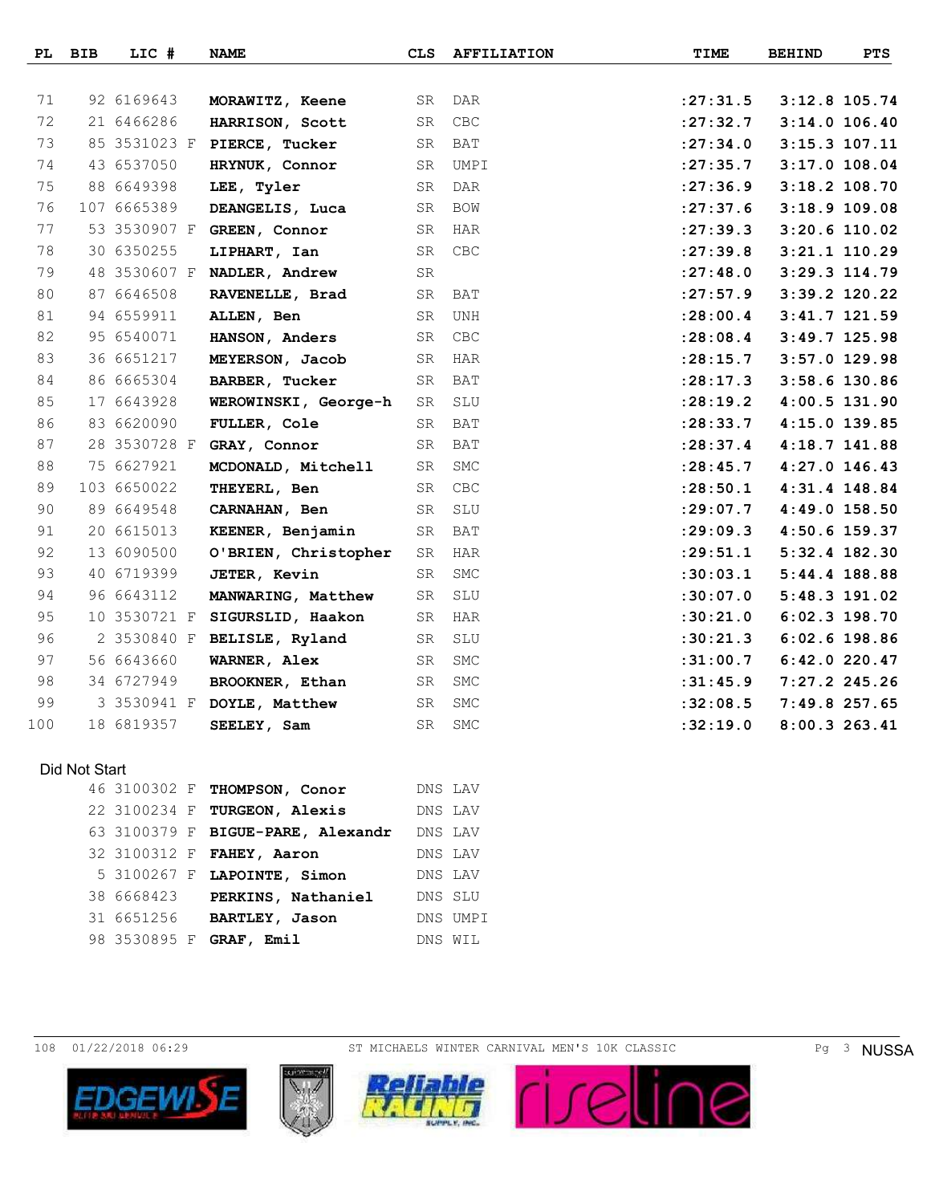| PL | BIB | LIC # | NAME | CLS | AFFILIATION | TIME | BEHIND | PTS |
|---|---|---|---|---|---|---|---|---|
| 71 | 92 | 6169643 | **MORAWITZ, Keene** | SR | DAR | **:27:31.5** | **3:12.8** | **105.74** |
| 72 | 21 | 6466286 | **HARRISON, Scott** | SR | CBC | **:27:32.7** | **3:14.0** | **106.40** |
| 73 | 85 | 3531023 F | **PIERCE, Tucker** | SR | BAT | **:27:34.0** | **3:15.3** | **107.11** |
| 74 | 43 | 6537050 | **HRYNUK, Connor** | SR | UMPI | **:27:35.7** | **3:17.0** | **108.04** |
| 75 | 88 | 6649398 | **LEE, Tyler** | SR | DAR | **:27:36.9** | **3:18.2** | **108.70** |
| 76 | 107 | 6665389 | **DEANGELIS, Luca** | SR | BOW | **:27:37.6** | **3:18.9** | **109.08** |
| 77 | 53 | 3530907 F | **GREEN, Connor** | SR | HAR | **:27:39.3** | **3:20.6** | **110.02** |
| 78 | 30 | 6350255 | **LIPHART, Ian** | SR | CBC | **:27:39.8** | **3:21.1** | **110.29** |
| 79 | 48 | 3530607 F | **NADLER, Andrew** | SR | | **:27:48.0** | **3:29.3** | **114.79** |
| 80 | 87 | 6646508 | **RAVENELLE, Brad** | SR | BAT | **:27:57.9** | **3:39.2** | **120.22** |
| 81 | 94 | 6559911 | **ALLEN, Ben** | SR | UNH | **:28:00.4** | **3:41.7** | **121.59** |
| 82 | 95 | 6540071 | **HANSON, Anders** | SR | CBC | **:28:08.4** | **3:49.7** | **125.98** |
| 83 | 36 | 6651217 | **MEYERSON, Jacob** | SR | HAR | **:28:15.7** | **3:57.0** | **129.98** |
| 84 | 86 | 6665304 | **BARBER, Tucker** | SR | BAT | **:28:17.3** | **3:58.6** | **130.86** |
| 85 | 17 | 6643928 | **WEROWINSKI, George-h** | SR | SLU | **:28:19.2** | **4:00.5** | **131.90** |
| 86 | 83 | 6620090 | **FULLER, Cole** | SR | BAT | **:28:33.7** | **4:15.0** | **139.85** |
| 87 | 28 | 3530728 F | **GRAY, Connor** | SR | BAT | **:28:37.4** | **4:18.7** | **141.88** |
| 88 | 75 | 6627921 | **MCDONALD, Mitchell** | SR | SMC | **:28:45.7** | **4:27.0** | **146.43** |
| 89 | 103 | 6650022 | **THEYERL, Ben** | SR | CBC | **:28:50.1** | **4:31.4** | **148.84** |
| 90 | 89 | 6649548 | **CARNAHAN, Ben** | SR | SLU | **:29:07.7** | **4:49.0** | **158.50** |
| 91 | 20 | 6615013 | **KEENER, Benjamin** | SR | BAT | **:29:09.3** | **4:50.6** | **159.37** |
| 92 | 13 | 6090500 | **O'BRIEN, Christopher** | SR | HAR | **:29:51.1** | **5:32.4** | **182.30** |
| 93 | 40 | 6719399 | **JETER, Kevin** | SR | SMC | **:30:03.1** | **5:44.4** | **188.88** |
| 94 | 96 | 6643112 | **MANWARING, Matthew** | SR | SLU | **:30:07.0** | **5:48.3** | **191.02** |
| 95 | 10 | 3530721 F | **SIGURSLID, Haakon** | SR | HAR | **:30:21.0** | **6:02.3** | **198.70** |
| 96 | 2 | 3530840 F | **BELISLE, Ryland** | SR | SLU | **:30:21.3** | **6:02.6** | **198.86** |
| 97 | 56 | 6643660 | **WARNER, Alex** | SR | SMC | **:31:00.7** | **6:42.0** | **220.47** |
| 98 | 34 | 6727949 | **BROOKNER, Ethan** | SR | SMC | **:31:45.9** | **7:27.2** | **245.26** |
| 99 | 3 | 3530941 F | **DOYLE, Matthew** | SR | SMC | **:32:08.5** | **7:49.8** | **257.65** |
| 100 | 18 | 6819357 | **SEELEY, Sam** | SR | SMC | **:32:19.0** | **8:00.3** | **263.41** |

Did Not Start

| BIB | LIC # | NAME | CLS | AFFILIATION |
|---|---|---|---|---|
| 46 | 3100302 F | **THOMPSON, Conor** | DNS | LAV |
| 22 | 3100234 F | **TURGEON, Alexis** | DNS | LAV |
| 63 | 3100379 F | **BIGUE-PARE, Alexandr** | DNS | LAV |
| 32 | 3100312 F | **FAHEY, Aaron** | DNS | LAV |
| 5 | 3100267 F | **LAPOINTE, Simon** | DNS | LAV |
| 38 | 6668423 | **PERKINS, Nathaniel** | DNS | SLU |
| 31 | 6651256 | **BARTLEY, Jason** | DNS | UMPI |
| 98 | 3530895 F | **GRAF, Emil** | DNS | WIL |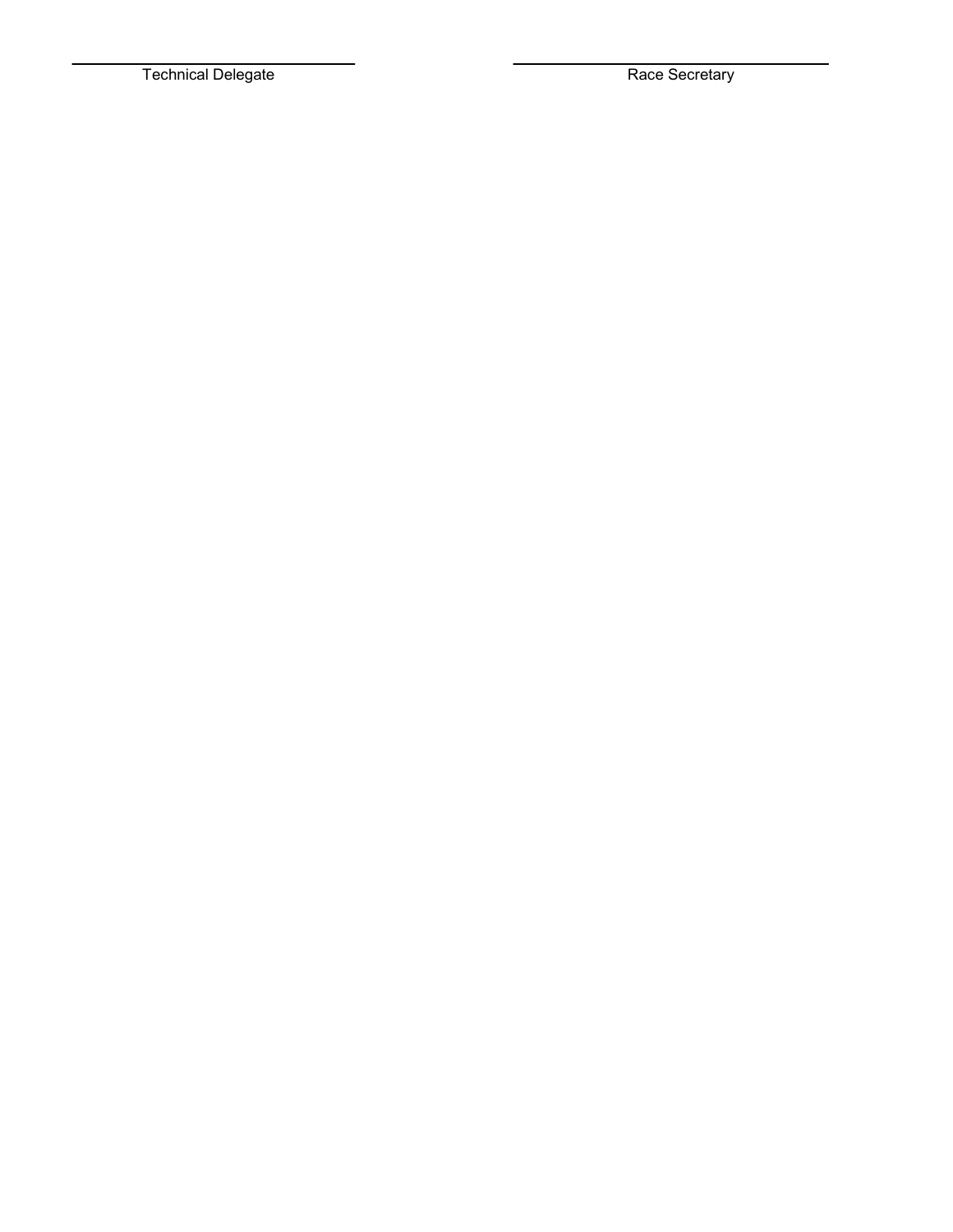_______________________________ _______________________________

Technical Delegate Race Secretary